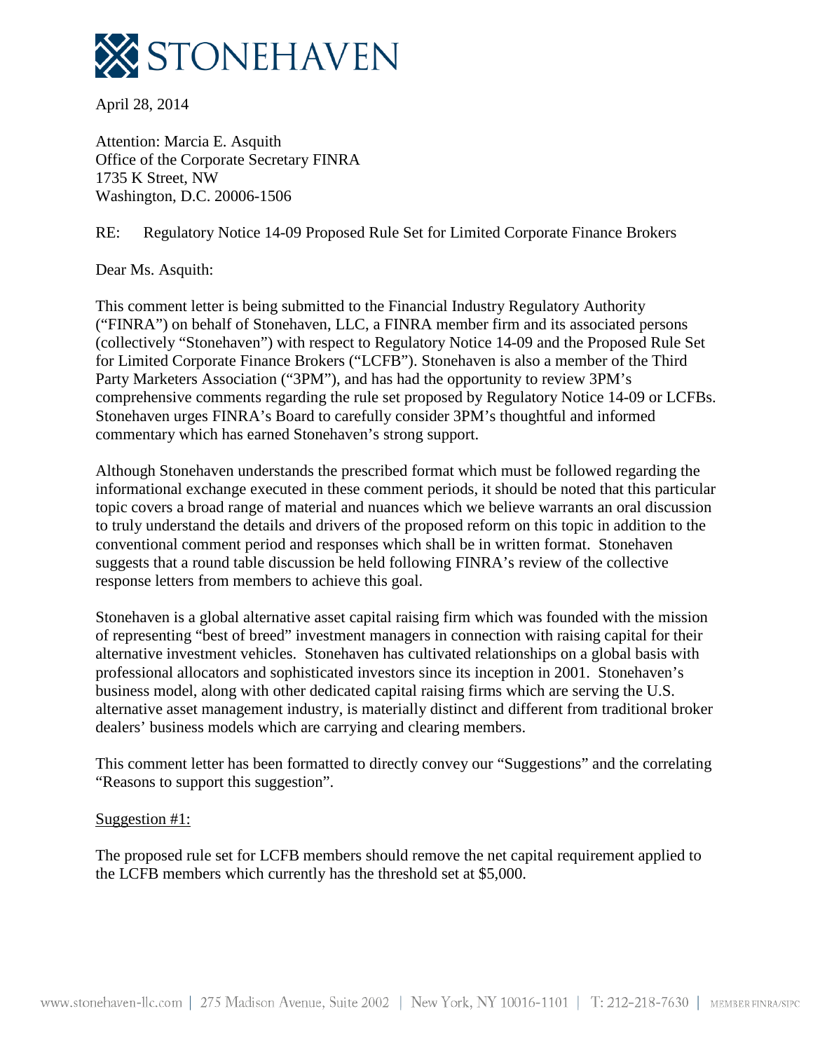# STONEHAVEN

April 28, 2014

Attention: Marcia E. Asquith
Office of the Corporate Secretary FINRA
1735 K Street, NW
Washington, D.C. 20006-1506

RE: Regulatory Notice 14-09 Proposed Rule Set for Limited Corporate Finance Brokers

Dear Ms. Asquith:

This comment letter is being submitted to the Financial Industry Regulatory Authority ("FINRA") on behalf of Stonehaven, LLC, a FINRA member firm and its associated persons (collectively "Stonehaven") with respect to Regulatory Notice 14-09 and the Proposed Rule Set for Limited Corporate Finance Brokers ("LCFB"). Stonehaven is also a member of the Third Party Marketers Association ("3PM"), and has had the opportunity to review 3PM's comprehensive comments regarding the rule set proposed by Regulatory Notice 14-09 or LCFBs. Stonehaven urges FINRA's Board to carefully consider 3PM's thoughtful and informed commentary which has earned Stonehaven's strong support.

Although Stonehaven understands the prescribed format which must be followed regarding the informational exchange executed in these comment periods, it should be noted that this particular topic covers a broad range of material and nuances which we believe warrants an oral discussion to truly understand the details and drivers of the proposed reform on this topic in addition to the conventional comment period and responses which shall be in written format. Stonehaven suggests that a round table discussion be held following FINRA's review of the collective response letters from members to achieve this goal.

Stonehaven is a global alternative asset capital raising firm which was founded with the mission of representing "best of breed" investment managers in connection with raising capital for their alternative investment vehicles. Stonehaven has cultivated relationships on a global basis with professional allocators and sophisticated investors since its inception in 2001. Stonehaven's business model, along with other dedicated capital raising firms which are serving the U.S. alternative asset management industry, is materially distinct and different from traditional broker dealers' business models which are carrying and clearing members.

This comment letter has been formatted to directly convey our "Suggestions" and the correlating "Reasons to support this suggestion".

<u>Suggestion #1:</u>

The proposed rule set for LCFB members should remove the net capital requirement applied to the LCFB members which currently has the threshold set at $5,000.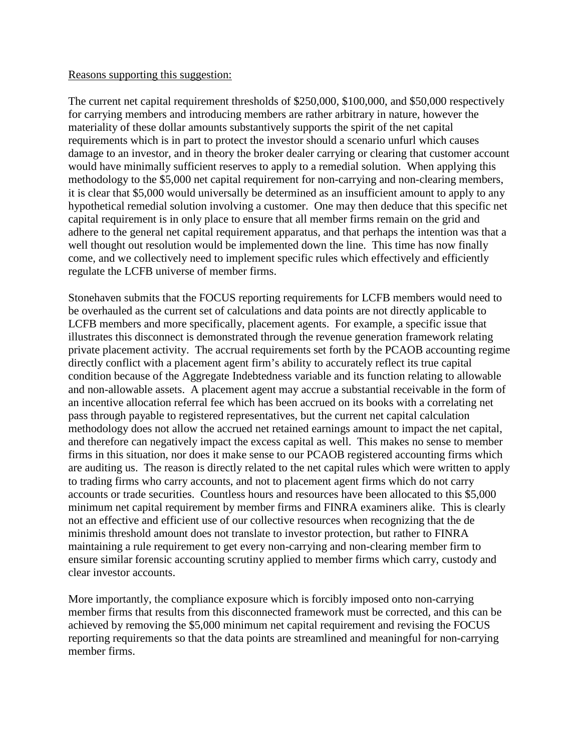Reasons supporting this suggestion:

The current net capital requirement thresholds of $250,000, $100,000, and $50,000 respectively for carrying members and introducing members are rather arbitrary in nature, however the materiality of these dollar amounts substantively supports the spirit of the net capital requirements which is in part to protect the investor should a scenario unfurl which causes damage to an investor, and in theory the broker dealer carrying or clearing that customer account would have minimally sufficient reserves to apply to a remedial solution. When applying this methodology to the $5,000 net capital requirement for non-carrying and non-clearing members, it is clear that $5,000 would universally be determined as an insufficient amount to apply to any hypothetical remedial solution involving a customer. One may then deduce that this specific net capital requirement is in only place to ensure that all member firms remain on the grid and adhere to the general net capital requirement apparatus, and that perhaps the intention was that a well thought out resolution would be implemented down the line. This time has now finally come, and we collectively need to implement specific rules which effectively and efficiently regulate the LCFB universe of member firms.

Stonehaven submits that the FOCUS reporting requirements for LCFB members would need to be overhauled as the current set of calculations and data points are not directly applicable to LCFB members and more specifically, placement agents. For example, a specific issue that illustrates this disconnect is demonstrated through the revenue generation framework relating private placement activity. The accrual requirements set forth by the PCAOB accounting regime directly conflict with a placement agent firm's ability to accurately reflect its true capital condition because of the Aggregate Indebtedness variable and its function relating to allowable and non-allowable assets. A placement agent may accrue a substantial receivable in the form of an incentive allocation referral fee which has been accrued on its books with a correlating net pass through payable to registered representatives, but the current net capital calculation methodology does not allow the accrued net retained earnings amount to impact the net capital, and therefore can negatively impact the excess capital as well. This makes no sense to member firms in this situation, nor does it make sense to our PCAOB registered accounting firms which are auditing us. The reason is directly related to the net capital rules which were written to apply to trading firms who carry accounts, and not to placement agent firms which do not carry accounts or trade securities. Countless hours and resources have been allocated to this $5,000 minimum net capital requirement by member firms and FINRA examiners alike. This is clearly not an effective and efficient use of our collective resources when recognizing that the de minimis threshold amount does not translate to investor protection, but rather to FINRA maintaining a rule requirement to get every non-carrying and non-clearing member firm to ensure similar forensic accounting scrutiny applied to member firms which carry, custody and clear investor accounts.

More importantly, the compliance exposure which is forcibly imposed onto non-carrying member firms that results from this disconnected framework must be corrected, and this can be achieved by removing the $5,000 minimum net capital requirement and revising the FOCUS reporting requirements so that the data points are streamlined and meaningful for non-carrying member firms.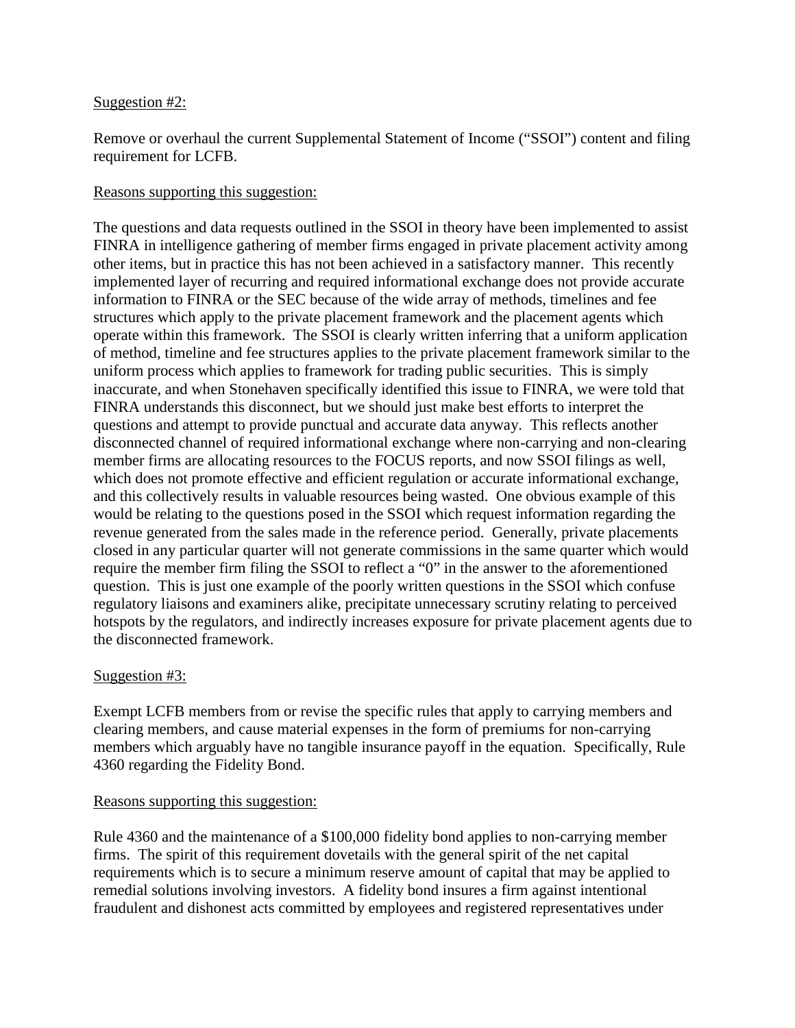Suggestion #2:

Remove or overhaul the current Supplemental Statement of Income ("SSOI") content and filing requirement for LCFB.

Reasons supporting this suggestion:

The questions and data requests outlined in the SSOI in theory have been implemented to assist FINRA in intelligence gathering of member firms engaged in private placement activity among other items, but in practice this has not been achieved in a satisfactory manner. This recently implemented layer of recurring and required informational exchange does not provide accurate information to FINRA or the SEC because of the wide array of methods, timelines and fee structures which apply to the private placement framework and the placement agents which operate within this framework. The SSOI is clearly written inferring that a uniform application of method, timeline and fee structures applies to the private placement framework similar to the uniform process which applies to framework for trading public securities. This is simply inaccurate, and when Stonehaven specifically identified this issue to FINRA, we were told that FINRA understands this disconnect, but we should just make best efforts to interpret the questions and attempt to provide punctual and accurate data anyway. This reflects another disconnected channel of required informational exchange where non-carrying and non-clearing member firms are allocating resources to the FOCUS reports, and now SSOI filings as well, which does not promote effective and efficient regulation or accurate informational exchange, and this collectively results in valuable resources being wasted. One obvious example of this would be relating to the questions posed in the SSOI which request information regarding the revenue generated from the sales made in the reference period. Generally, private placements closed in any particular quarter will not generate commissions in the same quarter which would require the member firm filing the SSOI to reflect a "0" in the answer to the aforementioned question. This is just one example of the poorly written questions in the SSOI which confuse regulatory liaisons and examiners alike, precipitate unnecessary scrutiny relating to perceived hotspots by the regulators, and indirectly increases exposure for private placement agents due to the disconnected framework.

Suggestion #3:

Exempt LCFB members from or revise the specific rules that apply to carrying members and clearing members, and cause material expenses in the form of premiums for non-carrying members which arguably have no tangible insurance payoff in the equation. Specifically, Rule 4360 regarding the Fidelity Bond.

Reasons supporting this suggestion:

Rule 4360 and the maintenance of a $100,000 fidelity bond applies to non-carrying member firms. The spirit of this requirement dovetails with the general spirit of the net capital requirements which is to secure a minimum reserve amount of capital that may be applied to remedial solutions involving investors. A fidelity bond insures a firm against intentional fraudulent and dishonest acts committed by employees and registered representatives under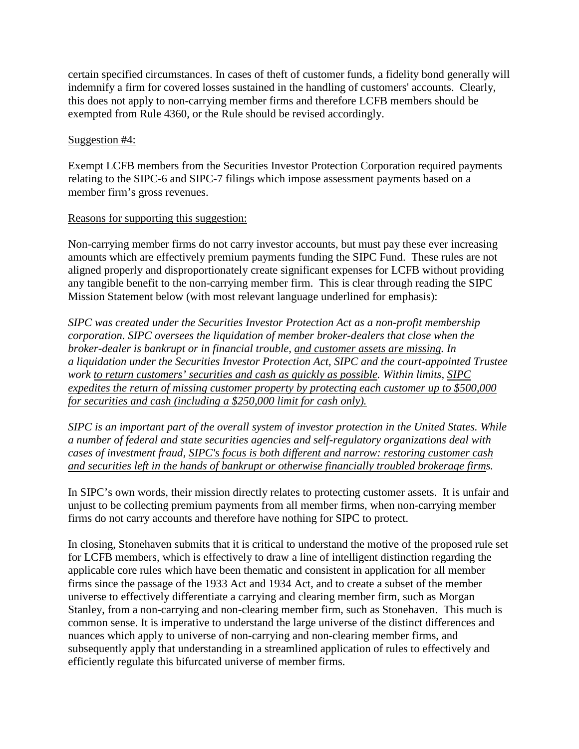certain specified circumstances. In cases of theft of customer funds, a fidelity bond generally will indemnify a firm for covered losses sustained in the handling of customers' accounts. Clearly, this does not apply to non-carrying member firms and therefore LCFB members should be exempted from Rule 4360, or the Rule should be revised accordingly.

<u>Suggestion #4:</u>

Exempt LCFB members from the Securities Investor Protection Corporation required payments relating to the SIPC-6 and SIPC-7 filings which impose assessment payments based on a member firm's gross revenues.

<u>Reasons for supporting this suggestion:</u>

Non-carrying member firms do not carry investor accounts, but must pay these ever increasing amounts which are effectively premium payments funding the SIPC Fund. These rules are not aligned properly and disproportionately create significant expenses for LCFB without providing any tangible benefit to the non-carrying member firm. This is clear through reading the SIPC Mission Statement below (with most relevant language underlined for emphasis):

*SIPC was created under the Securities Investor Protection Act as a non-profit membership corporation. SIPC oversees the liquidation of member broker-dealers that close when the broker-dealer is bankrupt or in financial trouble, <u>and customer assets are missing</u>. In a liquidation under the Securities Investor Protection Act, SIPC and the court-appointed Trustee work <u>to return customers' securities and cash as quickly as possible</u>. Within limits, <u>SIPC expedites the return of missing customer property by protecting each customer up to $500,000 for securities and cash (including a $250,000 limit for cash only).</u>*

*SIPC is an important part of the overall system of investor protection in the United States. While a number of federal and state securities agencies and self-regulatory organizations deal with cases of investment fraud, <u>SIPC's focus is both different and narrow: restoring customer cash and securities left in the hands of bankrupt or otherwise financially troubled brokerage firms</u>.*

In SIPC's own words, their mission directly relates to protecting customer assets. It is unfair and unjust to be collecting premium payments from all member firms, when non-carrying member firms do not carry accounts and therefore have nothing for SIPC to protect.

In closing, Stonehaven submits that it is critical to understand the motive of the proposed rule set for LCFB members, which is effectively to draw a line of intelligent distinction regarding the applicable core rules which have been thematic and consistent in application for all member firms since the passage of the 1933 Act and 1934 Act, and to create a subset of the member universe to effectively differentiate a carrying and clearing member firm, such as Morgan Stanley, from a non-carrying and non-clearing member firm, such as Stonehaven. This much is common sense. It is imperative to understand the large universe of the distinct differences and nuances which apply to universe of non-carrying and non-clearing member firms, and subsequently apply that understanding in a streamlined application of rules to effectively and efficiently regulate this bifurcated universe of member firms.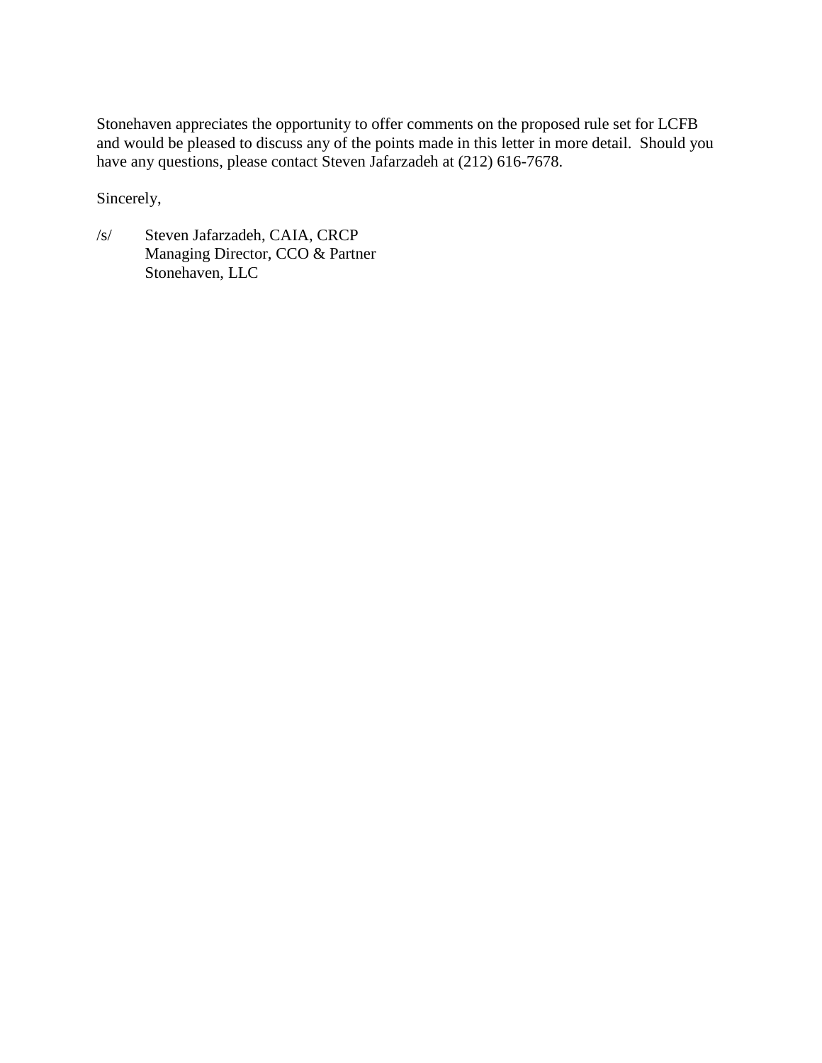Stonehaven appreciates the opportunity to offer comments on the proposed rule set for LCFB and would be pleased to discuss any of the points made in this letter in more detail. Should you have any questions, please contact Steven Jafarzadeh at (212) 616-7678.

Sincerely,

/s/ Steven Jafarzadeh, CAIA, CRCP  
Managing Director, CCO & Partner  
Stonehaven, LLC